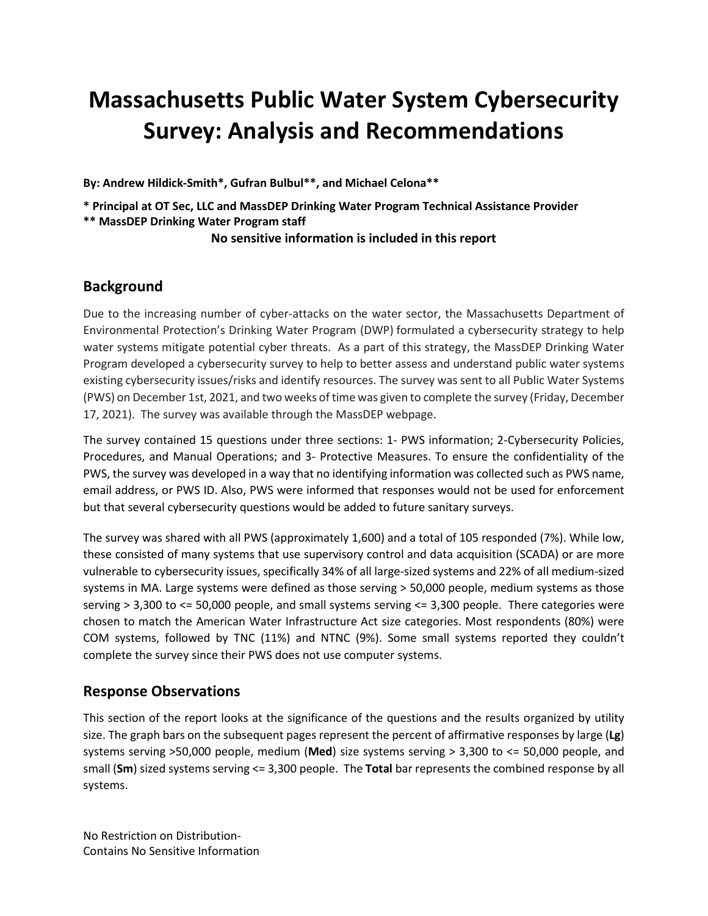# Massachusetts Public Water System Cybersecurity Survey: Analysis and Recommendations

**By: Andrew Hildick-Smith\*, Gufran Bulbul\*\*, and Michael Celona\*\***

**\* Principal at OT Sec, LLC and MassDEP Drinking Water Program Technical Assistance Provider**
**\*\* MassDEP Drinking Water Program staff**

**No sensitive information is included in this report**

## Background

Due to the increasing number of cyber-attacks on the water sector, the Massachusetts Department of Environmental Protection's Drinking Water Program (DWP) formulated a cybersecurity strategy to help water systems mitigate potential cyber threats. As a part of this strategy, the MassDEP Drinking Water Program developed a cybersecurity survey to help to better assess and understand public water systems existing cybersecurity issues/risks and identify resources. The survey was sent to all Public Water Systems (PWS) on December 1st, 2021, and two weeks of time was given to complete the survey (Friday, December 17, 2021). The survey was available through the MassDEP webpage.

The survey contained 15 questions under three sections: 1- PWS information; 2-Cybersecurity Policies, Procedures, and Manual Operations; and 3- Protective Measures. To ensure the confidentiality of the PWS, the survey was developed in a way that no identifying information was collected such as PWS name, email address, or PWS ID. Also, PWS were informed that responses would not be used for enforcement but that several cybersecurity questions would be added to future sanitary surveys.

The survey was shared with all PWS (approximately 1,600) and a total of 105 responded (7%). While low, these consisted of many systems that use supervisory control and data acquisition (SCADA) or are more vulnerable to cybersecurity issues, specifically 34% of all large-sized systems and 22% of all medium-sized systems in MA. Large systems were defined as those serving > 50,000 people, medium systems as those serving > 3,300 to <= 50,000 people, and small systems serving <= 3,300 people. There categories were chosen to match the American Water Infrastructure Act size categories. Most respondents (80%) were COM systems, followed by TNC (11%) and NTNC (9%). Some small systems reported they couldn't complete the survey since their PWS does not use computer systems.

## Response Observations

This section of the report looks at the significance of the questions and the results organized by utility size. The graph bars on the subsequent pages represent the percent of affirmative responses by large (**Lg**) systems serving >50,000 people, medium (**Med**) size systems serving > 3,300 to <= 50,000 people, and small (**Sm**) sized systems serving <= 3,300 people. The **Total** bar represents the combined response by all systems.

No Restriction on Distribution-
Contains No Sensitive Information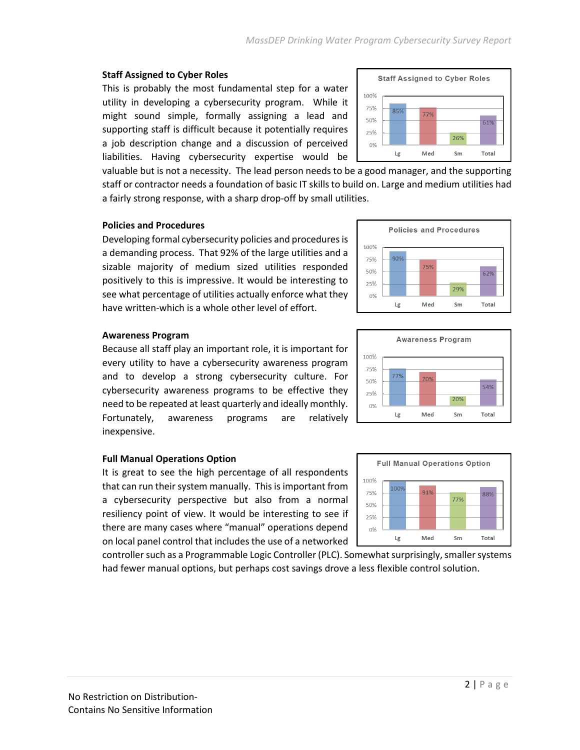**Staff Assigned to Cyber Roles**

This is probably the most fundamental step for a water utility in developing a cybersecurity program. While it might sound simple, formally assigning a lead and supporting staff is difficult because it potentially requires a job description change and a discussion of perceived liabilities. Having cybersecurity expertise would be valuable but is not a necessity. The lead person needs to be a good manager, and the supporting staff or contractor needs a foundation of basic IT skills to build on. Large and medium utilities had a fairly strong response, with a sharp drop-off by small utilities.

**Staff Assigned to Cyber Roles**

| Lg | Med | Sm | Total |
|---|---|---|---|
| 85% | 77% | 26% | 61% |

**Policies and Procedures**

Developing formal cybersecurity policies and procedures is a demanding process. That 92% of the large utilities and a sizable majority of medium sized utilities responded positively to this is impressive. It would be interesting to see what percentage of utilities actually enforce what they have written-which is a whole other level of effort.

**Policies and Procedures**

| Lg | Med | Sm | Total |
|---|---|---|---|
| 92% | 75% | 29% | 62% |

**Awareness Program**

Because all staff play an important role, it is important for every utility to have a cybersecurity awareness program and to develop a strong cybersecurity culture. For cybersecurity awareness programs to be effective they need to be repeated at least quarterly and ideally monthly. Fortunately, awareness programs are relatively inexpensive.

**Awareness Program**

| Lg | Med | Sm | Total |
|---|---|---|---|
| 77% | 70% | 20% | 54% |

**Full Manual Operations Option**

It is great to see the high percentage of all respondents that can run their system manually. This is important from a cybersecurity perspective but also from a normal resiliency point of view. It would be interesting to see if there are many cases where “manual” operations depend on local panel control that includes the use of a networked controller such as a Programmable Logic Controller (PLC). Somewhat surprisingly, smaller systems had fewer manual options, but perhaps cost savings drove a less flexible control solution.

**Full Manual Operations Option**

| Lg | Med | Sm | Total |
|---|---|---|---|
| 100% | 91% | 77% | 88% |

No Restriction on Distribution-
Contains No Sensitive Information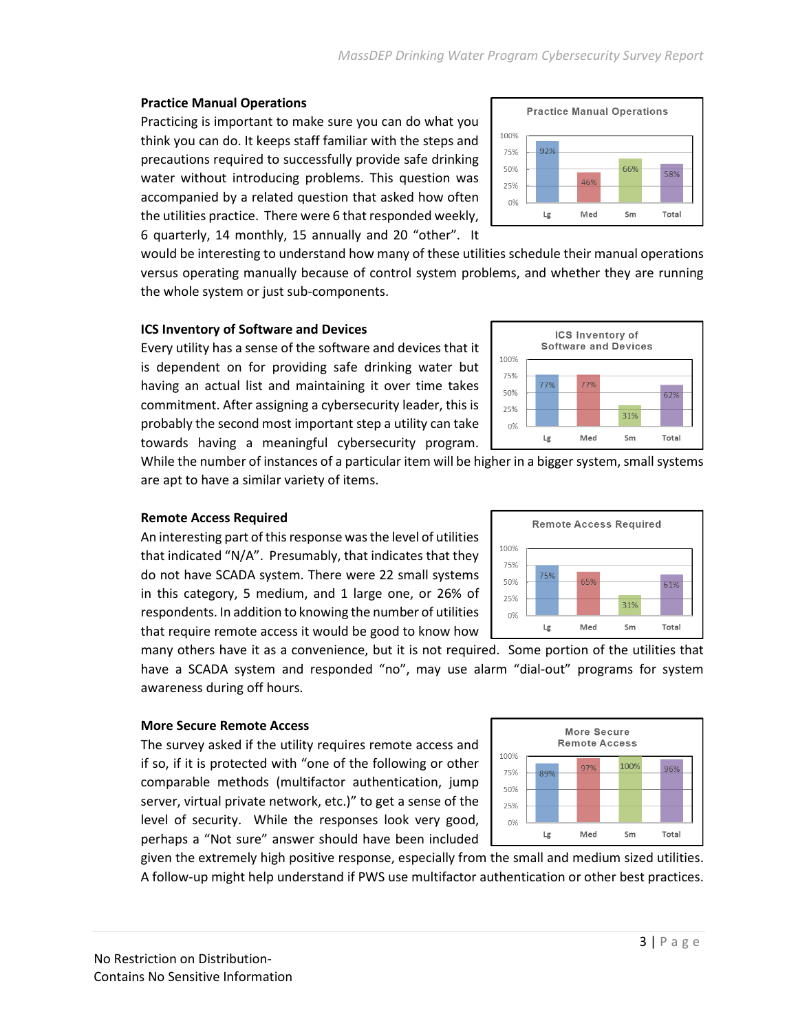### Practice Manual Operations

Practicing is important to make sure you can do what you think you can do. It keeps staff familiar with the steps and precautions required to successfully provide safe drinking water without introducing problems. This question was accompanied by a related question that asked how often the utilities practice. There were 6 that responded weekly, 6 quarterly, 14 monthly, 15 annually and 20 "other". It would be interesting to understand how many of these utilities schedule their manual operations versus operating manually because of control system problems, and whether they are running the whole system or just sub-components.

**Practice Manual Operations**

| Lg | Med | Sm | Total |
|---|---|---|---|
| 92% | 46% | 66% | 58% |

### ICS Inventory of Software and Devices

Every utility has a sense of the software and devices that it is dependent on for providing safe drinking water but having an actual list and maintaining it over time takes commitment. After assigning a cybersecurity leader, this is probably the second most important step a utility can take towards having a meaningful cybersecurity program. While the number of instances of a particular item will be higher in a bigger system, small systems are apt to have a similar variety of items.

**ICS Inventory of Software and Devices**

| Lg | Med | Sm | Total |
|---|---|---|---|
| 77% | 77% | 31% | 62% |

### Remote Access Required

An interesting part of this response was the level of utilities that indicated "N/A". Presumably, that indicates that they do not have SCADA system. There were 22 small systems in this category, 5 medium, and 1 large one, or 26% of respondents. In addition to knowing the number of utilities that require remote access it would be good to know how many others have it as a convenience, but it is not required. Some portion of the utilities that have a SCADA system and responded "no", may use alarm "dial-out" programs for system awareness during off hours.

**Remote Access Required**

| Lg | Med | Sm | Total |
|---|---|---|---|
| 75% | 65% | 31% | 61% |

### More Secure Remote Access

The survey asked if the utility requires remote access and if so, if it is protected with "one of the following or other comparable methods (multifactor authentication, jump server, virtual private network, etc.)" to get a sense of the level of security. While the responses look very good, perhaps a "Not sure" answer should have been included given the extremely high positive response, especially from the small and medium sized utilities. A follow-up might help understand if PWS use multifactor authentication or other best practices.

**More Secure Remote Access**

| Lg | Med | Sm | Total |
|---|---|---|---|
| 89% | 97% | 100% | 96% |

No Restriction on Distribution-
Contains No Sensitive Information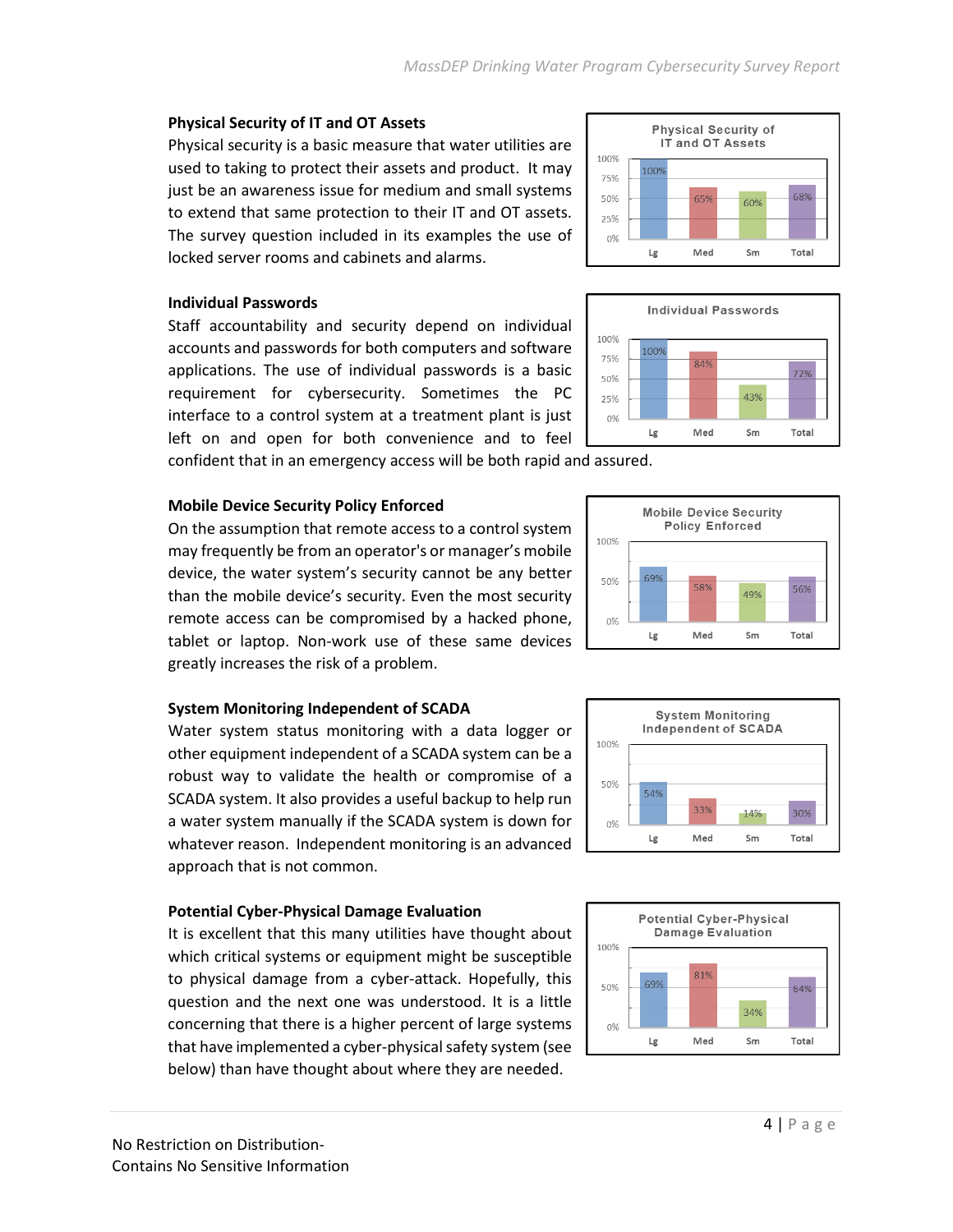### Physical Security of IT and OT Assets

Physical security is a basic measure that water utilities are used to taking to protect their assets and product. It may just be an awareness issue for medium and small systems to extend that same protection to their IT and OT assets. The survey question included in its examples the use of locked server rooms and cabinets and alarms.

**Physical Security of IT and OT Assets**

| Lg | Med | Sm | Total |
|---|---|---|---|
| 100% | 65% | 60% | 68% |

### Individual Passwords

Staff accountability and security depend on individual accounts and passwords for both computers and software applications. The use of individual passwords is a basic requirement for cybersecurity. Sometimes the PC interface to a control system at a treatment plant is just left on and open for both convenience and to feel confident that in an emergency access will be both rapid and assured.

**Individual Passwords**

| Lg | Med | Sm | Total |
|---|---|---|---|
| 100% | 84% | 43% | 72% |

### Mobile Device Security Policy Enforced

On the assumption that remote access to a control system may frequently be from an operator's or manager's mobile device, the water system's security cannot be any better than the mobile device's security. Even the most security remote access can be compromised by a hacked phone, tablet or laptop. Non-work use of these same devices greatly increases the risk of a problem.

**Mobile Device Security Policy Enforced**

| Lg | Med | Sm | Total |
|---|---|---|---|
| 69% | 58% | 49% | 56% |

### System Monitoring Independent of SCADA

Water system status monitoring with a data logger or other equipment independent of a SCADA system can be a robust way to validate the health or compromise of a SCADA system. It also provides a useful backup to help run a water system manually if the SCADA system is down for whatever reason. Independent monitoring is an advanced approach that is not common.

**System Monitoring Independent of SCADA**

| Lg | Med | Sm | Total |
|---|---|---|---|
| 54% | 33% | 14% | 30% |

### Potential Cyber-Physical Damage Evaluation

It is excellent that this many utilities have thought about which critical systems or equipment might be susceptible to physical damage from a cyber-attack. Hopefully, this question and the next one was understood. It is a little concerning that there is a higher percent of large systems that have implemented a cyber-physical safety system (see below) than have thought about where they are needed.

**Potential Cyber-Physical Damage Evaluation**

| Lg | Med | Sm | Total |
|---|---|---|---|
| 69% | 81% | 34% | 64% |

No Restriction on Distribution-
Contains No Sensitive Information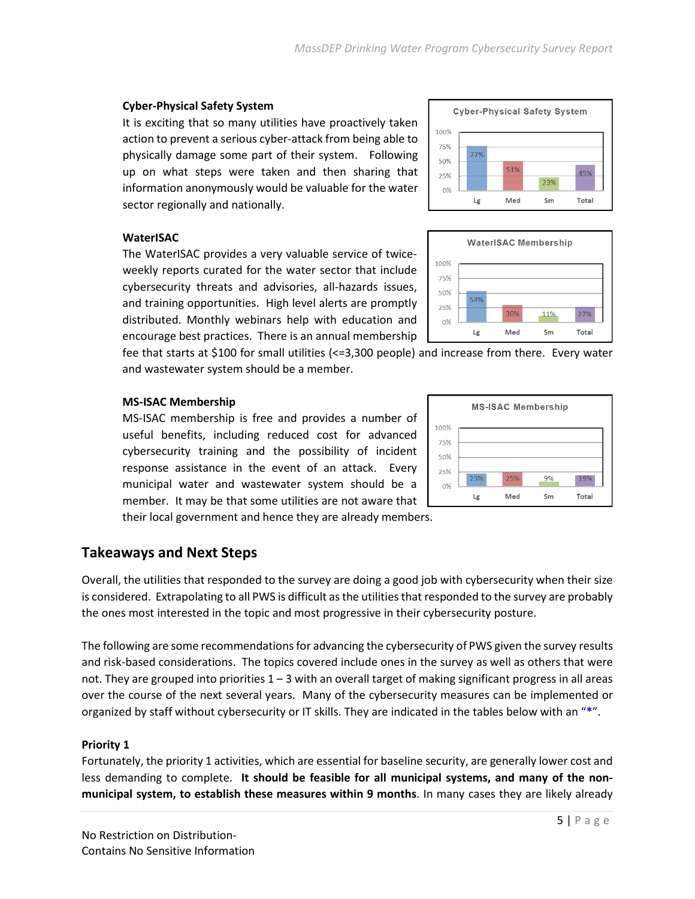### Cyber-Physical Safety System

It is exciting that so many utilities have proactively taken action to prevent a serious cyber-attack from being able to physically damage some part of their system. Following up on what steps were taken and then sharing that information anonymously would be valuable for the water sector regionally and nationally.

**Cyber-Physical Safety System**

| Lg | Med | Sm | Total |
|---|---|---|---|
| 77% | 51% | 23% | 45% |

### WaterISAC

The WaterISAC provides a very valuable service of twice-weekly reports curated for the water sector that include cybersecurity threats and advisories, all-hazards issues, and training opportunities. High level alerts are promptly distributed. Monthly webinars help with education and encourage best practices. There is an annual membership fee that starts at $100 for small utilities (<=3,300 people) and increase from there. Every water and wastewater system should be a member.

**WaterISAC Membership**

| Lg | Med | Sm | Total |
|---|---|---|---|
| 54% | 30% | 11% | 27% |

### MS-ISAC Membership

MS-ISAC membership is free and provides a number of useful benefits, including reduced cost for advanced cybersecurity training and the possibility of incident response assistance in the event of an attack. Every municipal water and wastewater system should be a member. It may be that some utilities are not aware that their local government and hence they are already members.

**MS-ISAC Membership**

| Lg | Med | Sm | Total |
|---|---|---|---|
| 23% | 25% | 9% | 19% |

## Takeaways and Next Steps

Overall, the utilities that responded to the survey are doing a good job with cybersecurity when their size is considered. Extrapolating to all PWS is difficult as the utilities that responded to the survey are probably the ones most interested in the topic and most progressive in their cybersecurity posture.

The following are some recommendations for advancing the cybersecurity of PWS given the survey results and risk-based considerations. The topics covered include ones in the survey as well as others that were not. They are grouped into priorities 1 – 3 with an overall target of making significant progress in all areas over the course of the next several years. Many of the cybersecurity measures can be implemented or organized by staff without cybersecurity or IT skills. They are indicated in the tables below with an "*".

### Priority 1

Fortunately, the priority 1 activities, which are essential for baseline security, are generally lower cost and less demanding to complete. **It should be feasible for all municipal systems, and many of the non-municipal system, to establish these measures within 9 months**. In many cases they are likely already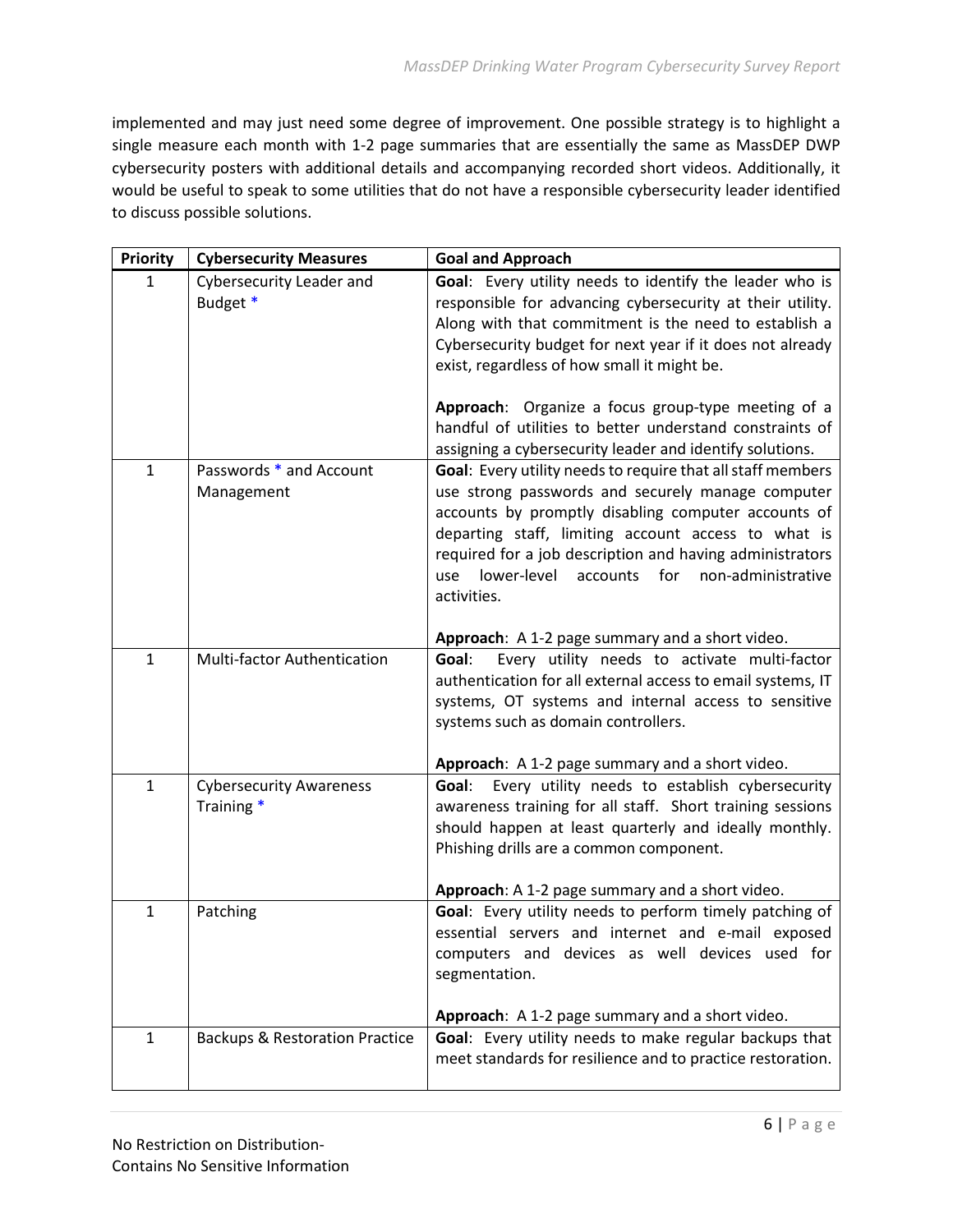implemented and may just need some degree of improvement. One possible strategy is to highlight a single measure each month with 1-2 page summaries that are essentially the same as MassDEP DWP cybersecurity posters with additional details and accompanying recorded short videos. Additionally, it would be useful to speak to some utilities that do not have a responsible cybersecurity leader identified to discuss possible solutions.

| Priority | Cybersecurity Measures | Goal and Approach |
|---|---|---|
| 1 | Cybersecurity Leader and Budget * | **Goal**: Every utility needs to identify the leader who is responsible for advancing cybersecurity at their utility. Along with that commitment is the need to establish a Cybersecurity budget for next year if it does not already exist, regardless of how small it might be.<br><br>**Approach**: Organize a focus group-type meeting of a handful of utilities to better understand constraints of assigning a cybersecurity leader and identify solutions. |
| 1 | Passwords * and Account Management | **Goal**: Every utility needs to require that all staff members use strong passwords and securely manage computer accounts by promptly disabling computer accounts of departing staff, limiting account access to what is required for a job description and having administrators use lower-level accounts for non-administrative activities.<br><br>**Approach**: A 1-2 page summary and a short video. |
| 1 | Multi-factor Authentication | **Goal**: Every utility needs to activate multi-factor authentication for all external access to email systems, IT systems, OT systems and internal access to sensitive systems such as domain controllers.<br><br>**Approach**: A 1-2 page summary and a short video. |
| 1 | Cybersecurity Awareness Training * | **Goal**: Every utility needs to establish cybersecurity awareness training for all staff. Short training sessions should happen at least quarterly and ideally monthly. Phishing drills are a common component.<br><br>**Approach**: A 1-2 page summary and a short video. |
| 1 | Patching | **Goal**: Every utility needs to perform timely patching of essential servers and internet and e-mail exposed computers and devices as well devices used for segmentation.<br><br>**Approach**: A 1-2 page summary and a short video. |
| 1 | Backups & Restoration Practice | **Goal**: Every utility needs to make regular backups that meet standards for resilience and to practice restoration. |

No Restriction on Distribution-
Contains No Sensitive Information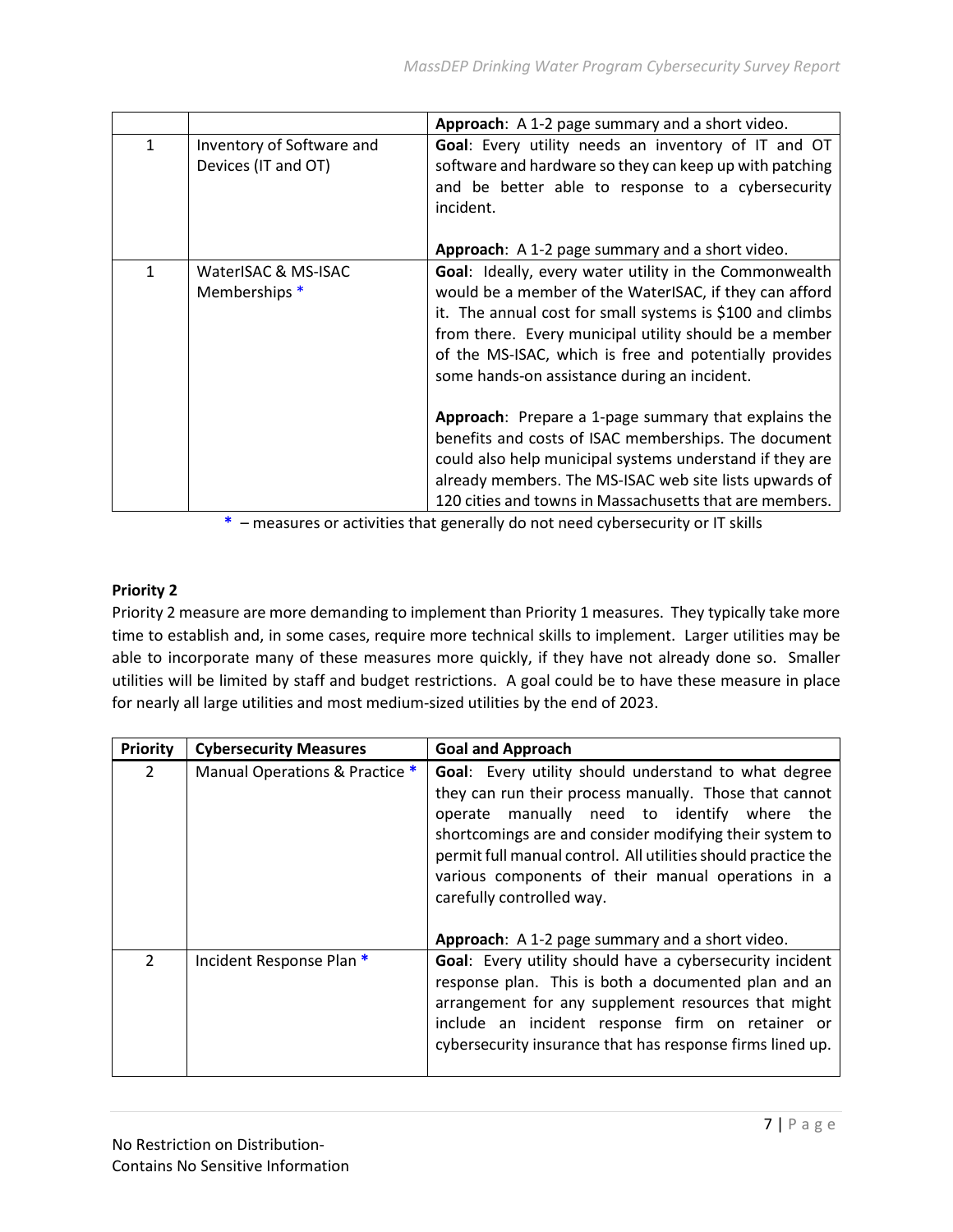| | | **Approach**: A 1-2 page summary and a short video. |
|---|---|---|
| 1 | Inventory of Software and Devices (IT and OT) | **Goal**: Every utility needs an inventory of IT and OT software and hardware so they can keep up with patching and be better able to response to a cybersecurity incident.<br><br>**Approach**: A 1-2 page summary and a short video. |
| 1 | WaterISAC & MS-ISAC Memberships * | **Goal**: Ideally, every water utility in the Commonwealth would be a member of the WaterISAC, if they can afford it. The annual cost for small systems is $100 and climbs from there. Every municipal utility should be a member of the MS-ISAC, which is free and potentially provides some hands-on assistance during an incident.<br><br>**Approach**: Prepare a 1-page summary that explains the benefits and costs of ISAC memberships. The document could also help municipal systems understand if they are already members. The MS-ISAC web site lists upwards of 120 cities and towns in Massachusetts that are members. |

\* – measures or activities that generally do not need cybersecurity or IT skills

**Priority 2**

Priority 2 measure are more demanding to implement than Priority 1 measures. They typically take more time to establish and, in some cases, require more technical skills to implement. Larger utilities may be able to incorporate many of these measures more quickly, if they have not already done so. Smaller utilities will be limited by staff and budget restrictions. A goal could be to have these measure in place for nearly all large utilities and most medium-sized utilities by the end of 2023.

| Priority | Cybersecurity Measures | Goal and Approach |
|---|---|---|
| 2 | Manual Operations & Practice * | **Goal**: Every utility should understand to what degree they can run their process manually. Those that cannot operate manually need to identify where the shortcomings are and consider modifying their system to permit full manual control. All utilities should practice the various components of their manual operations in a carefully controlled way.<br><br>**Approach**: A 1-2 page summary and a short video. |
| 2 | Incident Response Plan * | **Goal**: Every utility should have a cybersecurity incident response plan. This is both a documented plan and an arrangement for any supplement resources that might include an incident response firm on retainer or cybersecurity insurance that has response firms lined up. |

No Restriction on Distribution-
Contains No Sensitive Information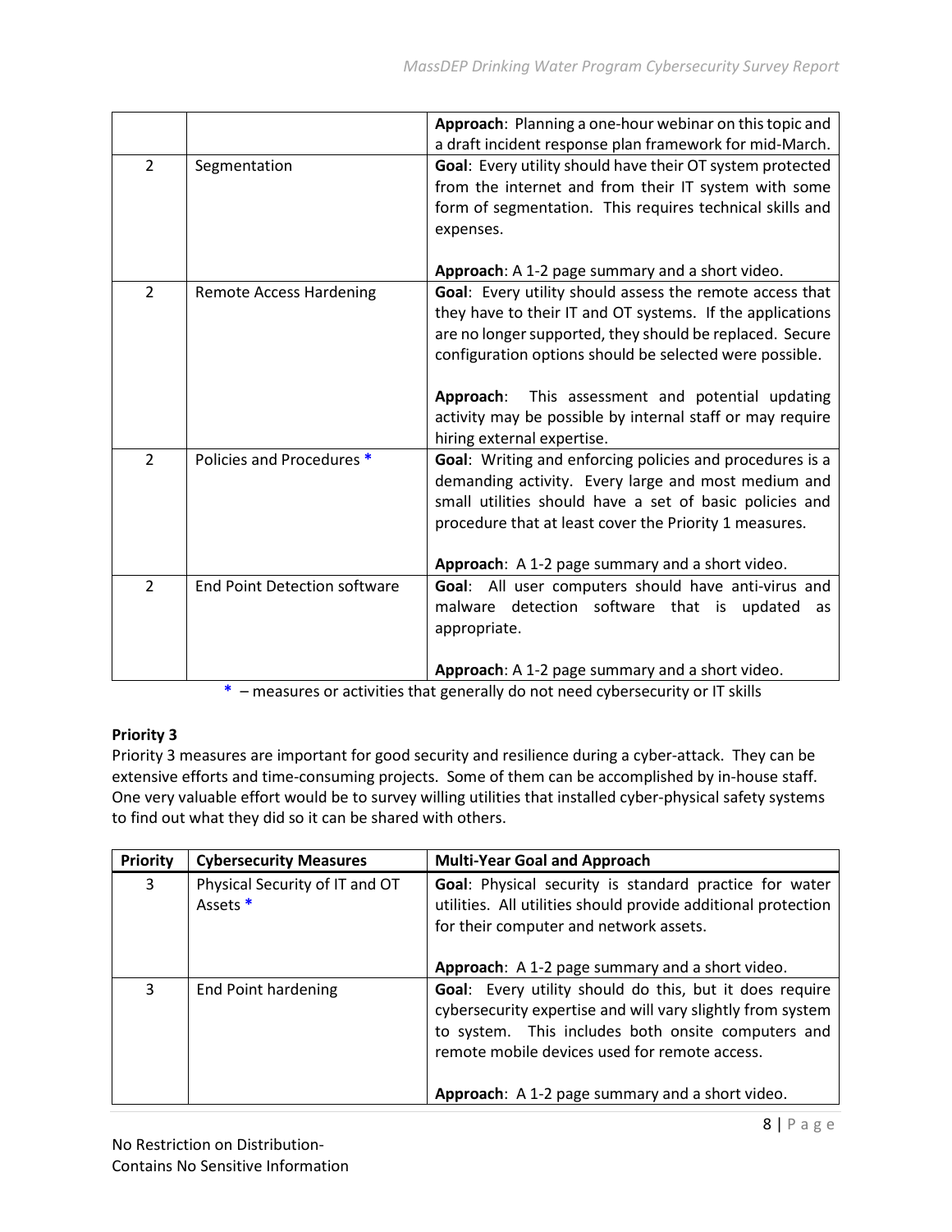| | | **Approach**: Planning a one-hour webinar on this topic and a draft incident response plan framework for mid-March. |
|---|---|---|
| 2 | Segmentation | **Goal**: Every utility should have their OT system protected from the internet and from their IT system with some form of segmentation. This requires technical skills and expenses.<br><br>**Approach**: A 1-2 page summary and a short video. |
| 2 | Remote Access Hardening | **Goal**: Every utility should assess the remote access that they have to their IT and OT systems. If the applications are no longer supported, they should be replaced. Secure configuration options should be selected were possible.<br><br>**Approach**: This assessment and potential updating activity may be possible by internal staff or may require hiring external expertise. |
| 2 | Policies and Procedures * | **Goal**: Writing and enforcing policies and procedures is a demanding activity. Every large and most medium and small utilities should have a set of basic policies and procedure that at least cover the Priority 1 measures.<br><br>**Approach**: A 1-2 page summary and a short video. |
| 2 | End Point Detection software | **Goal**: All user computers should have anti-virus and malware detection software that is updated as appropriate.<br><br>**Approach**: A 1-2 page summary and a short video. |

* – measures or activities that generally do not need cybersecurity or IT skills

**Priority 3**

Priority 3 measures are important for good security and resilience during a cyber-attack. They can be extensive efforts and time-consuming projects. Some of them can be accomplished by in-house staff. One very valuable effort would be to survey willing utilities that installed cyber-physical safety systems to find out what they did so it can be shared with others.

| Priority | Cybersecurity Measures | Multi-Year Goal and Approach |
|---|---|---|
| 3 | Physical Security of IT and OT Assets * | **Goal**: Physical security is standard practice for water utilities. All utilities should provide additional protection for their computer and network assets.<br><br>**Approach**: A 1-2 page summary and a short video. |
| 3 | End Point hardening | **Goal**: Every utility should do this, but it does require cybersecurity expertise and will vary slightly from system to system. This includes both onsite computers and remote mobile devices used for remote access.<br><br>**Approach**: A 1-2 page summary and a short video. |

No Restriction on Distribution-
Contains No Sensitive Information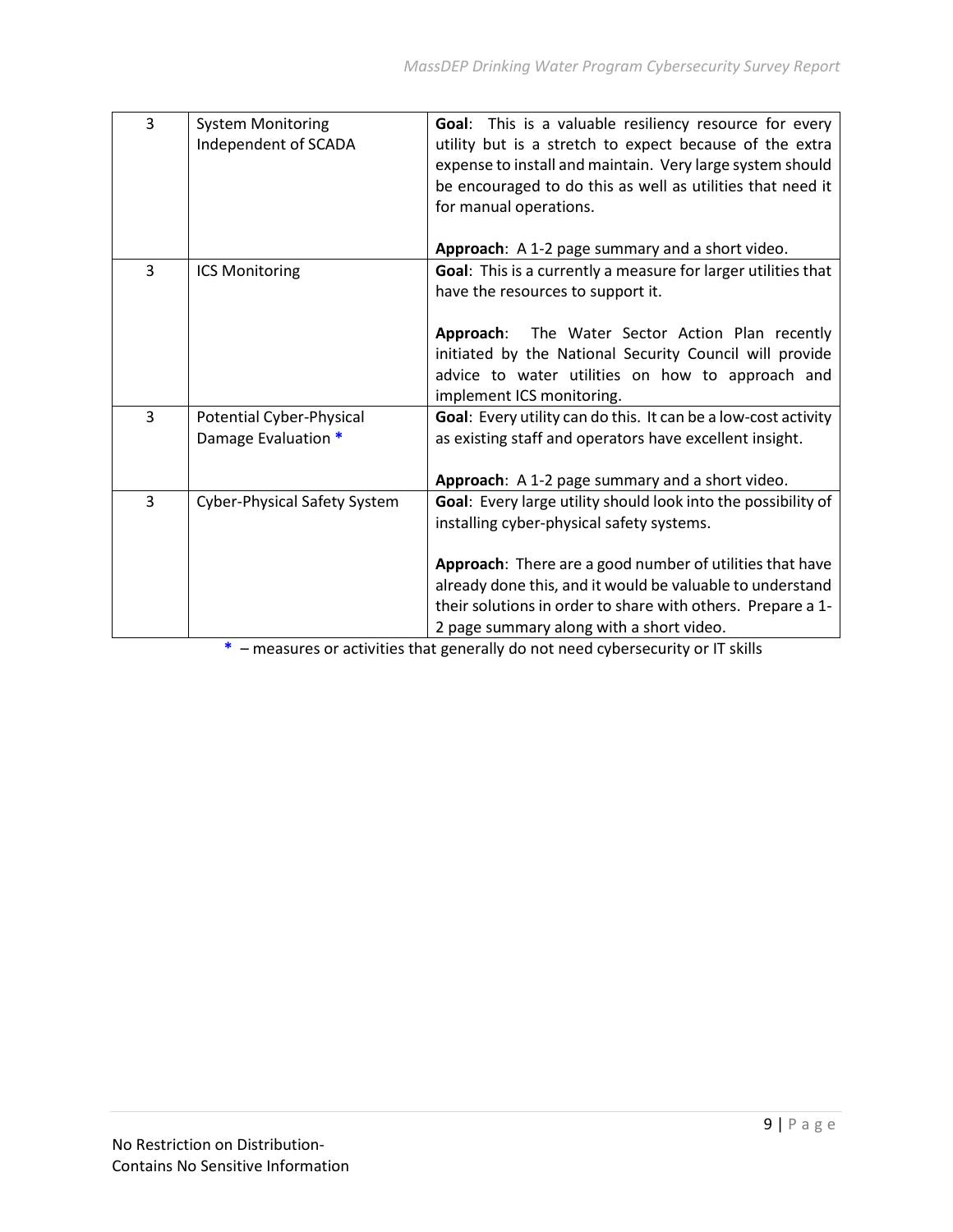| 3 | System Monitoring Independent of SCADA | **Goal**: This is a valuable resiliency resource for every utility but is a stretch to expect because of the extra expense to install and maintain. Very large system should be encouraged to do this as well as utilities that need it for manual operations.<br><br>**Approach**: A 1-2 page summary and a short video. |
|---|---|---|
| 3 | ICS Monitoring | **Goal**: This is a currently a measure for larger utilities that have the resources to support it.<br><br>**Approach**: The Water Sector Action Plan recently initiated by the National Security Council will provide advice to water utilities on how to approach and implement ICS monitoring. |
| 3 | Potential Cyber-Physical Damage Evaluation * | **Goal**: Every utility can do this. It can be a low-cost activity as existing staff and operators have excellent insight.<br><br>**Approach**: A 1-2 page summary and a short video. |
| 3 | Cyber-Physical Safety System | **Goal**: Every large utility should look into the possibility of installing cyber-physical safety systems.<br><br>**Approach**: There are a good number of utilities that have already done this, and it would be valuable to understand their solutions in order to share with others. Prepare a 1-2 page summary along with a short video. |

* – measures or activities that generally do not need cybersecurity or IT skills

No Restriction on Distribution-
Contains No Sensitive Information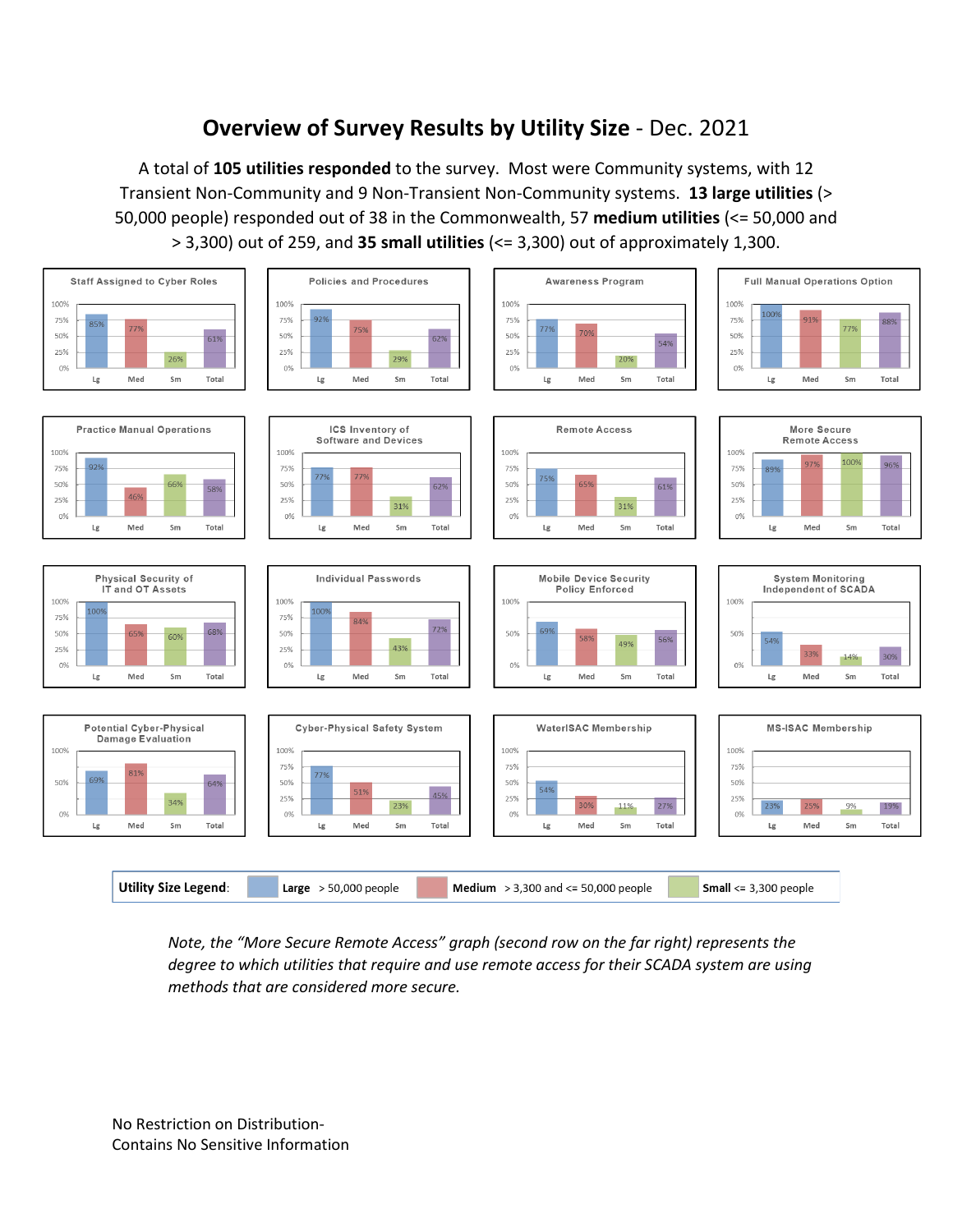# **Overview of Survey Results by Utility Size** - Dec. 2021

A total of **105 utilities responded** to the survey. Most were Community systems, with 12 Transient Non-Community and 9 Non-Transient Non-Community systems. **13 large utilities** (> 50,000 people) responded out of 38 in the Commonwealth, 57 **medium utilities** (<= 50,000 and > 3,300) out of 259, and **35 small utilities** (<= 3,300) out of approximately 1,300.

| Survey Item | Lg | Med | Sm | Total |
|---|---|---|---|---|
| Staff Assigned to Cyber Roles | 85% | 77% | 26% | 61% |
| Policies and Procedures | 92% | 75% | 29% | 62% |
| Awareness Program | 77% | 70% | 20% | 54% |
| Full Manual Operations Option | 100% | 91% | 77% | 88% |
| Practice Manual Operations | 92% | 46% | 66% | 58% |
| ICS Inventory of Software and Devices | 77% | 77% | 31% | 62% |
| Remote Access | 75% | 65% | 31% | 61% |
| More Secure Remote Access | 89% | 97% | 100% | 96% |
| Physical Security of IT and OT Assets | 100% | 65% | 60% | 68% |
| Individual Passwords | 100% | 84% | 43% | 72% |
| Mobile Device Security Policy Enforced | 69% | 58% | 49% | 56% |
| System Monitoring Independent of SCADA | 54% | 33% | 14% | 30% |
| Potential Cyber-Physical Damage Evaluation | 69% | 81% | 34% | 64% |
| Cyber-Physical Safety System | 77% | 51% | 23% | 45% |
| WaterISAC Membership | 54% | 30% | 11% | 27% |
| MS-ISAC Membership | 23% | 25% | 9% | 19% |

**Utility Size Legend**: **Large** > 50,000 people; **Medium** > 3,300 and <= 50,000 people; **Small** <= 3,300 people

*Note, the "More Secure Remote Access" graph (second row on the far right) represents the degree to which utilities that require and use remote access for their SCADA system are using methods that are considered more secure.*

No Restriction on Distribution-
Contains No Sensitive Information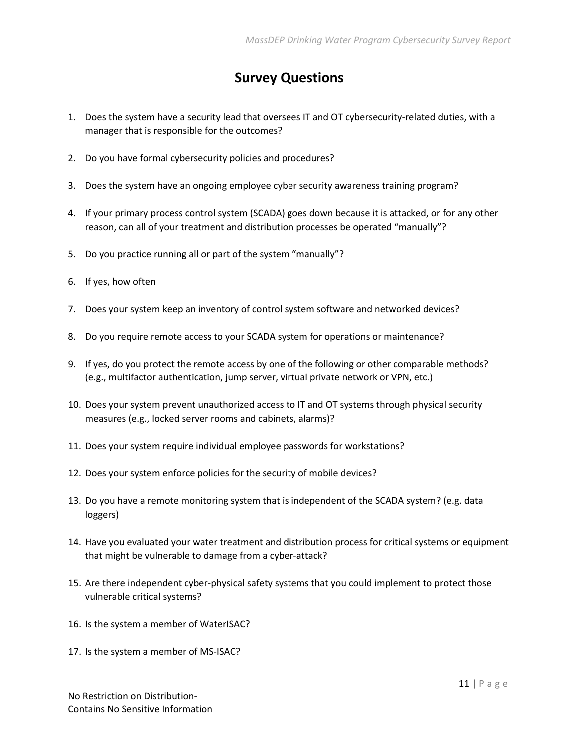# Survey Questions

1. Does the system have a security lead that oversees IT and OT cybersecurity-related duties, with a manager that is responsible for the outcomes?

2. Do you have formal cybersecurity policies and procedures?

3. Does the system have an ongoing employee cyber security awareness training program?

4. If your primary process control system (SCADA) goes down because it is attacked, or for any other reason, can all of your treatment and distribution processes be operated "manually"?

5. Do you practice running all or part of the system "manually"?

6. If yes, how often

7. Does your system keep an inventory of control system software and networked devices?

8. Do you require remote access to your SCADA system for operations or maintenance?

9. If yes, do you protect the remote access by one of the following or other comparable methods? (e.g., multifactor authentication, jump server, virtual private network or VPN, etc.)

10. Does your system prevent unauthorized access to IT and OT systems through physical security measures (e.g., locked server rooms and cabinets, alarms)?

11. Does your system require individual employee passwords for workstations?

12. Does your system enforce policies for the security of mobile devices?

13. Do you have a remote monitoring system that is independent of the SCADA system? (e.g. data loggers)

14. Have you evaluated your water treatment and distribution process for critical systems or equipment that might be vulnerable to damage from a cyber-attack?

15. Are there independent cyber-physical safety systems that you could implement to protect those vulnerable critical systems?

16. Is the system a member of WaterISAC?

17. Is the system a member of MS-ISAC?

No Restriction on Distribution-
Contains No Sensitive Information